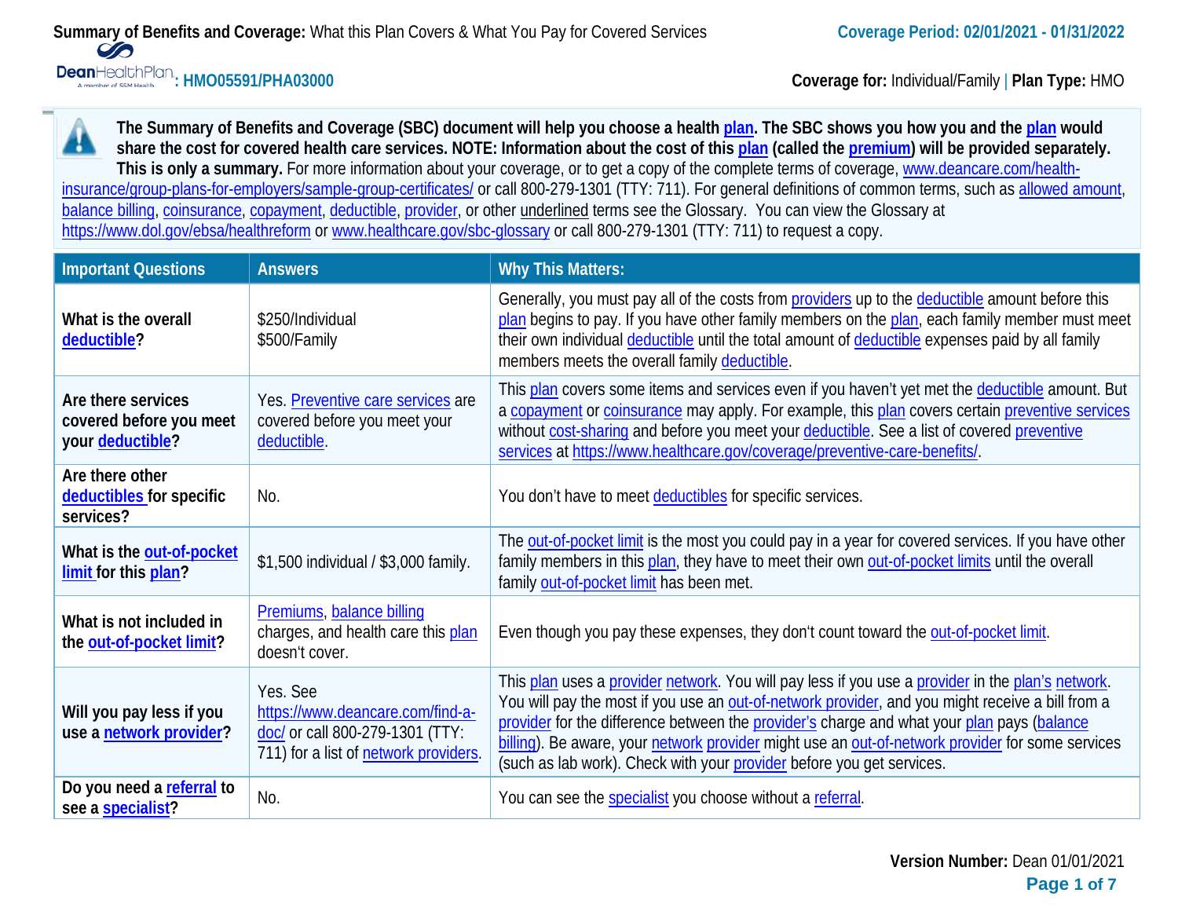**Summary of Benefits and Coverage:** What this Plan Covers & What You Pay for Covered Services

**Coverage Period: 02/01/2021 - 01/31/2022**

DeanHealthPlan: **HMO05591/PHA03000**

**Coverage for:** Individual/Family | **Plan Type:** HMO

**The Summary of Benefits and Coverage (SBC) document will help you choose a health plan. The SBC shows you how you and the plan would share the cost for covered health care services. NOTE: Information about the cost of this plan (called the premium) will be provided separately. This is only a summary.** For more information about your coverage, or to get a copy of the complete terms of coverage, www.deancare.com/health-insurance/group-plans-for-employers/sample-group-certificates/ or call 800-279-1301 (TTY: 711). For general definitions of common terms, such as allowed amount, balance billing, coinsurance, copayment, deductible, provider, or other underlined terms see the Glossary. You can view the Glossary at https://www.dol.gov/ebsa/healthreform or www.healthcare.gov/sbc-glossary or call 800-279-1301 (TTY: 711) to request a copy.

| Important Questions | Answers | Why This Matters: |
|---|---|---|
| **What is the overall deductible?** | $250/Individual<br>$500/Family | Generally, you must pay all of the costs from providers up to the deductible amount before this plan begins to pay. If you have other family members on the plan, each family member must meet their own individual deductible until the total amount of deductible expenses paid by all family members meets the overall family deductible. |
| **Are there services covered before you meet your deductible?** | Yes. Preventive care services are covered before you meet your deductible. | This plan covers some items and services even if you haven't yet met the deductible amount. But a copayment or coinsurance may apply. For example, this plan covers certain preventive services without cost-sharing and before you meet your deductible. See a list of covered preventive services at https://www.healthcare.gov/coverage/preventive-care-benefits/. |
| **Are there other deductibles for specific services?** | No. | You don't have to meet deductibles for specific services. |
| **What is the out-of-pocket limit for this plan?** | $1,500 individual / $3,000 family. | The out-of-pocket limit is the most you could pay in a year for covered services. If you have other family members in this plan, they have to meet their own out-of-pocket limits until the overall family out-of-pocket limit has been met. |
| **What is not included in the out-of-pocket limit?** | Premiums, balance billing charges, and health care this plan doesn't cover. | Even though you pay these expenses, they don't count toward the out-of-pocket limit. |
| **Will you pay less if you use a network provider?** | Yes. See https://www.deancare.com/find-a-doc/ or call 800-279-1301 (TTY: 711) for a list of network providers. | This plan uses a provider network. You will pay less if you use a provider in the plan's network. You will pay the most if you use an out-of-network provider, and you might receive a bill from a provider for the difference between the provider's charge and what your plan pays (balance billing). Be aware, your network provider might use an out-of-network provider for some services (such as lab work). Check with your provider before you get services. |
| **Do you need a referral to see a specialist?** | No. | You can see the specialist you choose without a referral. |

**Version Number:** Dean 01/01/2021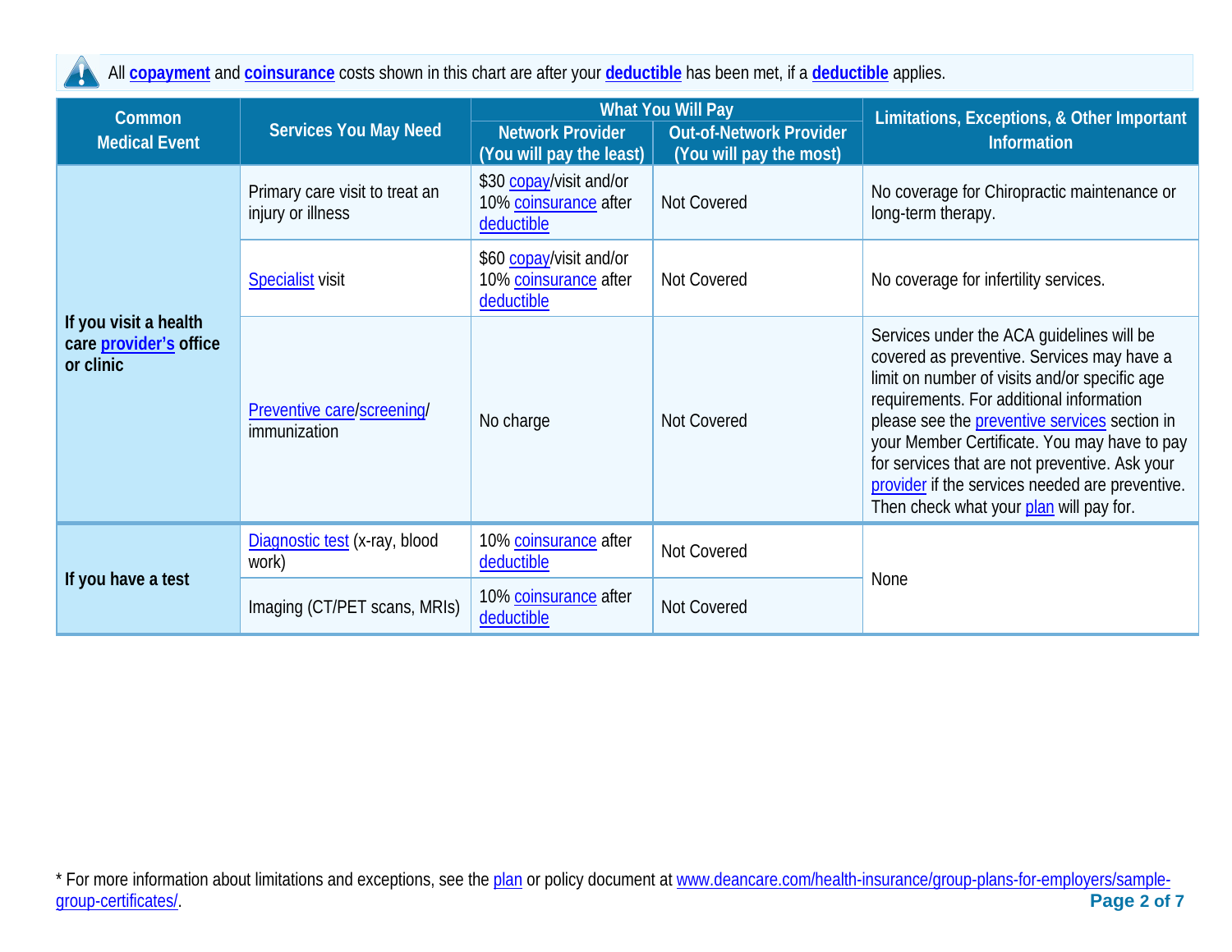All **copayment** and **coinsurance** costs shown in this chart are after your **deductible** has been met, if a **deductible** applies.

| Common Medical Event | Services You May Need | What You Will Pay | | Limitations, Exceptions, & Other Important Information |
|---|---|---|---|---|
| | | Network Provider (You will pay the least) | Out-of-Network Provider (You will pay the most) | |
| **If you visit a health care provider's office or clinic** | Primary care visit to treat an injury or illness | $30 copay/visit and/or 10% coinsurance after deductible | Not Covered | No coverage for Chiropractic maintenance or long-term therapy. |
| | Specialist visit | $60 copay/visit and/or 10% coinsurance after deductible | Not Covered | No coverage for infertility services. |
| | Preventive care/screening/ immunization | No charge | Not Covered | Services under the ACA guidelines will be covered as preventive. Services may have a limit on number of visits and/or specific age requirements. For additional information please see the preventive services section in your Member Certificate. You may have to pay for services that are not preventive. Ask your provider if the services needed are preventive. Then check what your plan will pay for. |
| **If you have a test** | Diagnostic test (x-ray, blood work) | 10% coinsurance after deductible | Not Covered | None |
| | Imaging (CT/PET scans, MRIs) | 10% coinsurance after deductible | Not Covered | |

* For more information about limitations and exceptions, see the plan or policy document at www.deancare.com/health-insurance/group-plans-for-employers/sample-group-certificates/.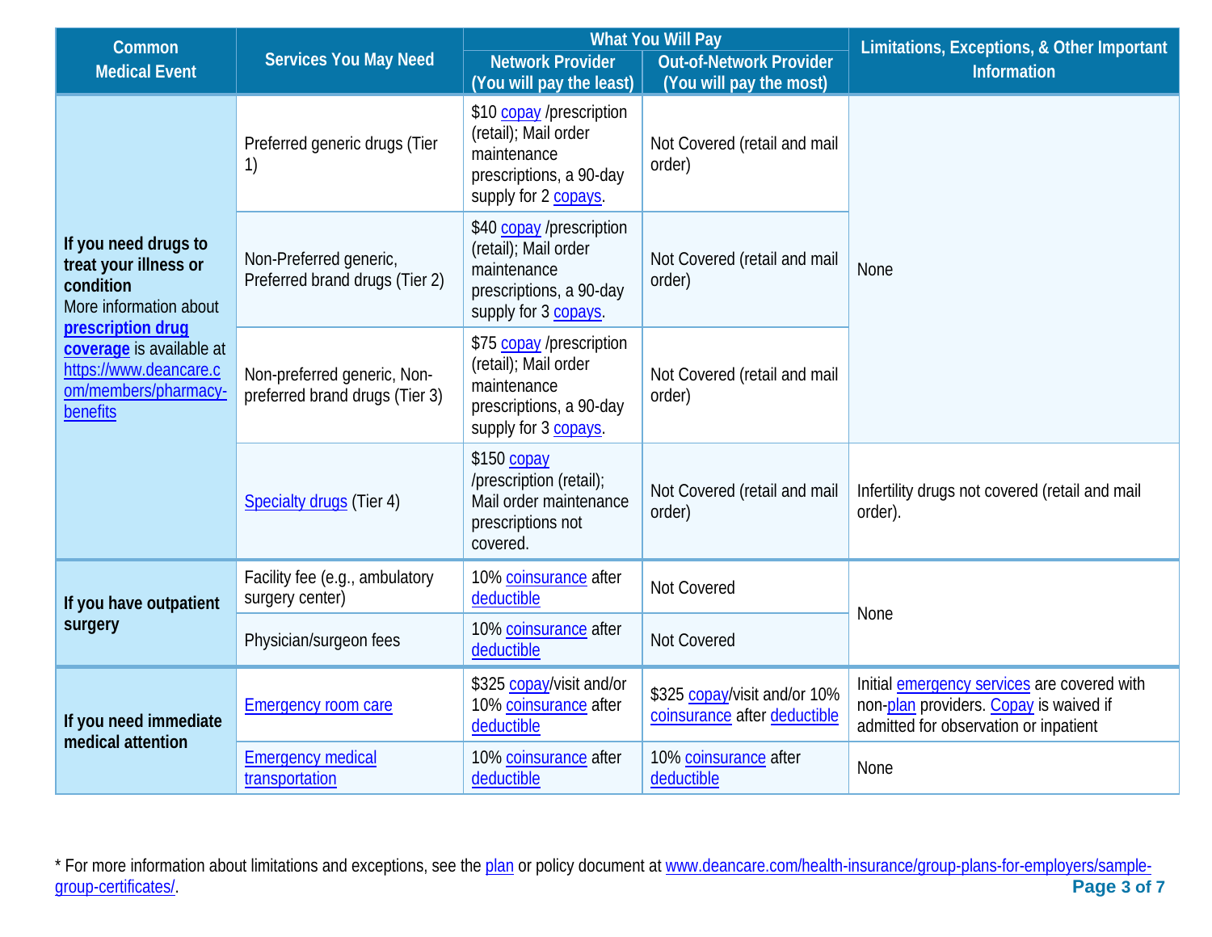| Common Medical Event | Services You May Need | What You Will Pay | | Limitations, Exceptions, & Other Important Information |
|---|---|---|---|---|
| | | Network Provider (You will pay the least) | Out-of-Network Provider (You will pay the most) | |
| **If you need drugs to treat your illness or condition** More information about **prescription drug coverage** is available at https://www.deancare.com/members/pharmacy-benefits | Preferred generic drugs (Tier 1) | $10 copay /prescription (retail); Mail order maintenance prescriptions, a 90-day supply for 2 copays. | Not Covered (retail and mail order) | None |
| | Non-Preferred generic, Preferred brand drugs (Tier 2) | $40 copay /prescription (retail); Mail order maintenance prescriptions, a 90-day supply for 3 copays. | Not Covered (retail and mail order) | |
| | Non-preferred generic, Non-preferred brand drugs (Tier 3) | $75 copay /prescription (retail); Mail order maintenance prescriptions, a 90-day supply for 3 copays. | Not Covered (retail and mail order) | |
| | Specialty drugs (Tier 4) | $150 copay /prescription (retail); Mail order maintenance prescriptions not covered. | Not Covered (retail and mail order) | Infertility drugs not covered (retail and mail order). |
| **If you have outpatient surgery** | Facility fee (e.g., ambulatory surgery center) | 10% coinsurance after deductible | Not Covered | None |
| | Physician/surgeon fees | 10% coinsurance after deductible | Not Covered | |
| **If you need immediate medical attention** | Emergency room care | $325 copay/visit and/or 10% coinsurance after deductible | $325 copay/visit and/or 10% coinsurance after deductible | Initial emergency services are covered with non-plan providers. Copay is waived if admitted for observation or inpatient |
| | Emergency medical transportation | 10% coinsurance after deductible | 10% coinsurance after deductible | None |

* For more information about limitations and exceptions, see the plan or policy document at www.deancare.com/health-insurance/group-plans-for-employers/sample-group-certificates/.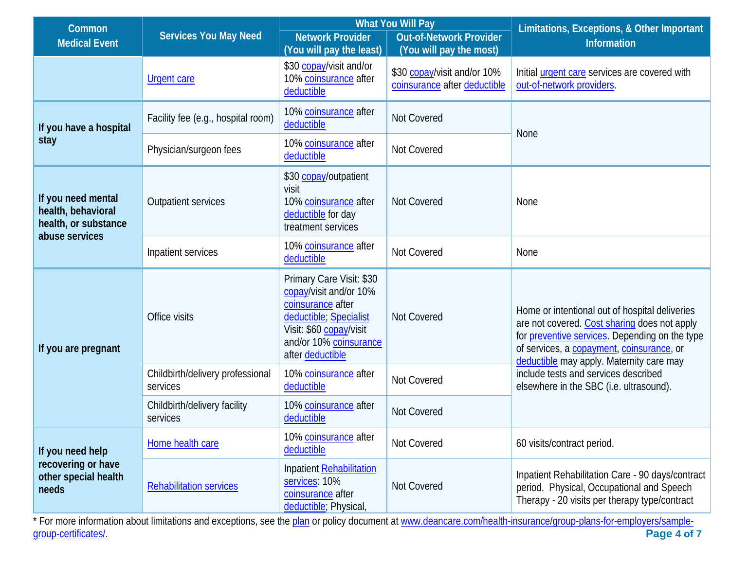| Common Medical Event | Services You May Need | What You Will Pay | | Limitations, Exceptions, & Other Important Information |
|---|---|---|---|---|
| | | Network Provider (You will pay the least) | Out-of-Network Provider (You will pay the most) | |
| | Urgent care | $30 copay/visit and/or 10% coinsurance after deductible | $30 copay/visit and/or 10% coinsurance after deductible | Initial urgent care services are covered with out-of-network providers. |
| If you have a hospital stay | Facility fee (e.g., hospital room) | 10% coinsurance after deductible | Not Covered | None |
| | Physician/surgeon fees | 10% coinsurance after deductible | Not Covered | |
| If you need mental health, behavioral health, or substance abuse services | Outpatient services | $30 copay/outpatient visit 10% coinsurance after deductible for day treatment services | Not Covered | None |
| | Inpatient services | 10% coinsurance after deductible | Not Covered | None |
| If you are pregnant | Office visits | Primary Care Visit: $30 copay/visit and/or 10% coinsurance after deductible; Specialist Visit: $60 copay/visit and/or 10% coinsurance after deductible | Not Covered | Home or intentional out of hospital deliveries are not covered. Cost sharing does not apply for preventive services. Depending on the type of services, a copayment, coinsurance, or deductible may apply. Maternity care may include tests and services described elsewhere in the SBC (i.e. ultrasound). |
| | Childbirth/delivery professional services | 10% coinsurance after deductible | Not Covered | |
| | Childbirth/delivery facility services | 10% coinsurance after deductible | Not Covered | |
| If you need help recovering or have other special health needs | Home health care | 10% coinsurance after deductible | Not Covered | 60 visits/contract period. |
| | Rehabilitation services | Inpatient Rehabilitation services: 10% coinsurance after deductible; Physical, | Not Covered | Inpatient Rehabilitation Care - 90 days/contract period. Physical, Occupational and Speech Therapy - 20 visits per therapy type/contract |

* For more information about limitations and exceptions, see the plan or policy document at www.deancare.com/health-insurance/group-plans-for-employers/sample-group-certificates/.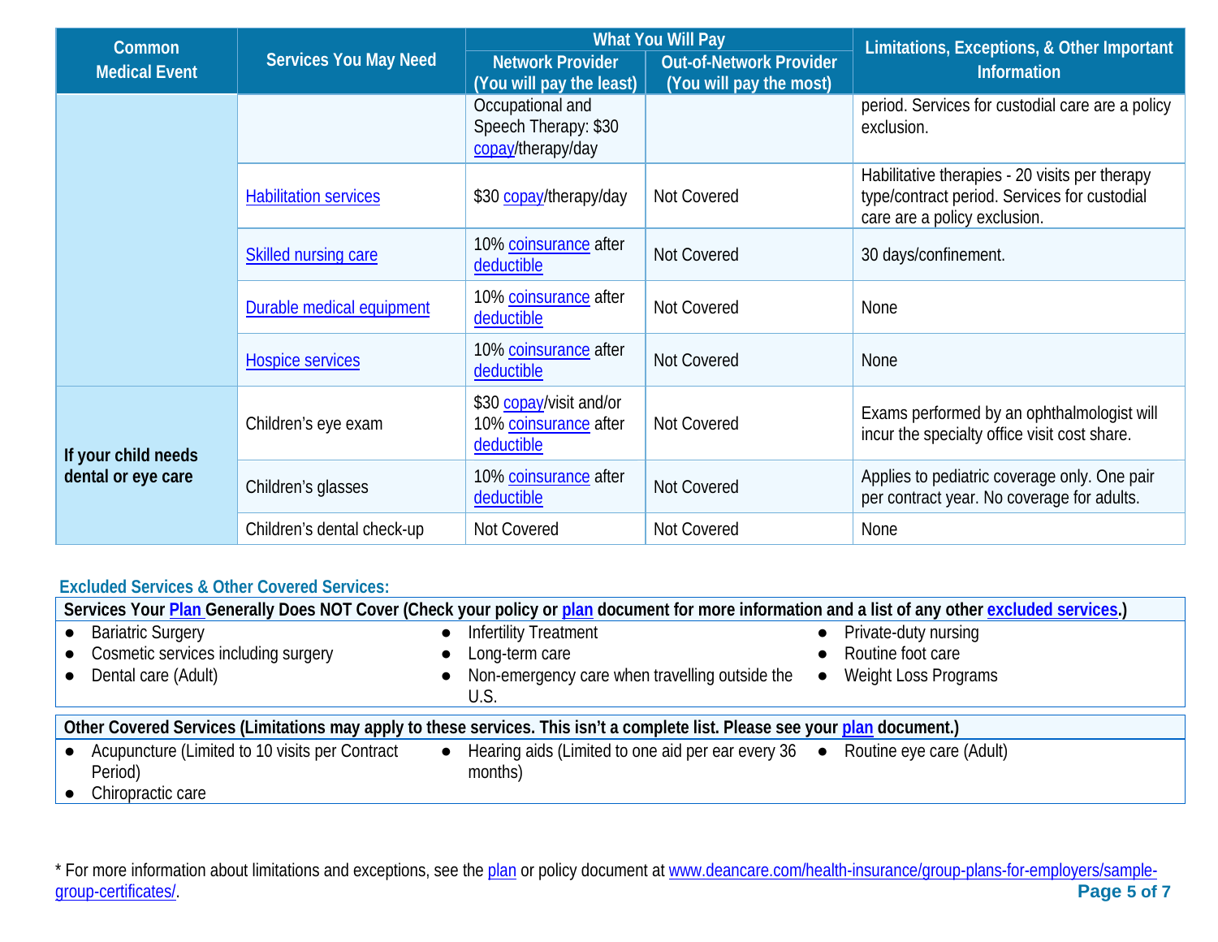| Common Medical Event | Services You May Need | What You Will Pay | | Limitations, Exceptions, & Other Important Information |
|---|---|---|---|---|
| | | Network Provider (You will pay the least) | Out-of-Network Provider (You will pay the most) | |
| | | Occupational and Speech Therapy: $30 copay/therapy/day | | period. Services for custodial care are a policy exclusion. |
| | Habilitation services | $30 copay/therapy/day | Not Covered | Habilitative therapies - 20 visits per therapy type/contract period. Services for custodial care are a policy exclusion. |
| | Skilled nursing care | 10% coinsurance after deductible | Not Covered | 30 days/confinement. |
| | Durable medical equipment | 10% coinsurance after deductible | Not Covered | None |
| | Hospice services | 10% coinsurance after deductible | Not Covered | None |
| If your child needs dental or eye care | Children's eye exam | $30 copay/visit and/or 10% coinsurance after deductible | Not Covered | Exams performed by an ophthalmologist will incur the specialty office visit cost share. |
| | Children's glasses | 10% coinsurance after deductible | Not Covered | Applies to pediatric coverage only. One pair per contract year. No coverage for adults. |
| | Children's dental check-up | Not Covered | Not Covered | None |

## Excluded Services & Other Covered Services:

**Services Your Plan Generally Does NOT Cover (Check your policy or plan document for more information and a list of any other excluded services.)**

- Bariatric Surgery
- Cosmetic services including surgery
- Dental care (Adult)
- Infertility Treatment
- Long-term care
- Non-emergency care when travelling outside the U.S.
- Private-duty nursing
- Routine foot care
- Weight Loss Programs

**Other Covered Services (Limitations may apply to these services. This isn't a complete list. Please see your plan document.)**

- Acupuncture (Limited to 10 visits per Contract Period)
- Chiropractic care
- Hearing aids (Limited to one aid per ear every 36 months)
- Routine eye care (Adult)

* For more information about limitations and exceptions, see the plan or policy document at www.deancare.com/health-insurance/group-plans-for-employers/sample-group-certificates/.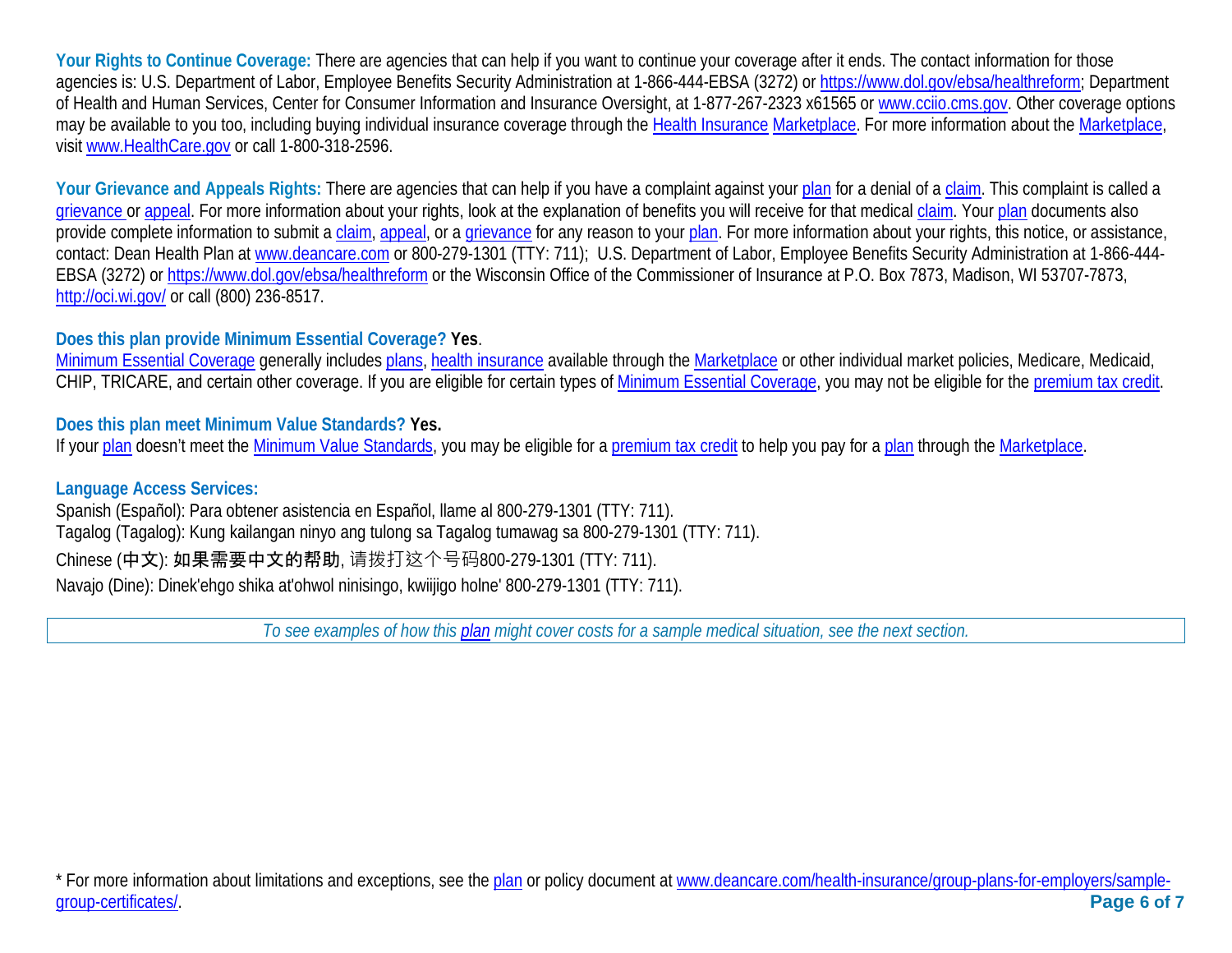**Your Rights to Continue Coverage:** There are agencies that can help if you want to continue your coverage after it ends. The contact information for those agencies is: U.S. Department of Labor, Employee Benefits Security Administration at 1-866-444-EBSA (3272) or https://www.dol.gov/ebsa/healthreform; Department of Health and Human Services, Center for Consumer Information and Insurance Oversight, at 1-877-267-2323 x61565 or www.cciio.cms.gov. Other coverage options may be available to you too, including buying individual insurance coverage through the Health Insurance Marketplace. For more information about the Marketplace, visit www.HealthCare.gov or call 1-800-318-2596.

**Your Grievance and Appeals Rights:** There are agencies that can help if you have a complaint against your plan for a denial of a claim. This complaint is called a grievance or appeal. For more information about your rights, look at the explanation of benefits you will receive for that medical claim. Your plan documents also provide complete information to submit a claim, appeal, or a grievance for any reason to your plan. For more information about your rights, this notice, or assistance, contact: Dean Health Plan at www.deancare.com or 800-279-1301 (TTY: 711); U.S. Department of Labor, Employee Benefits Security Administration at 1-866-444-EBSA (3272) or https://www.dol.gov/ebsa/healthreform or the Wisconsin Office of the Commissioner of Insurance at P.O. Box 7873, Madison, WI 53707-7873, http://oci.wi.gov/ or call (800) 236-8517.

**Does this plan provide Minimum Essential Coverage? Yes**.

Minimum Essential Coverage generally includes plans, health insurance available through the Marketplace or other individual market policies, Medicare, Medicaid, CHIP, TRICARE, and certain other coverage. If you are eligible for certain types of Minimum Essential Coverage, you may not be eligible for the premium tax credit.

**Does this plan meet Minimum Value Standards? Yes.**

If your plan doesn't meet the Minimum Value Standards, you may be eligible for a premium tax credit to help you pay for a plan through the Marketplace.

**Language Access Services:**

Spanish (Español): Para obtener asistencia en Español, llame al 800-279-1301 (TTY: 711).

Tagalog (Tagalog): Kung kailangan ninyo ang tulong sa Tagalog tumawag sa 800-279-1301 (TTY: 711).

Chinese (**中文**): **如果需要中文的帮助**, 请拨打这个号码800-279-1301 (TTY: 711).

Navajo (Dine): Dinek'ehgo shika at'ohwol ninisingo, kwiijigo holne' 800-279-1301 (TTY: 711).

*To see examples of how this plan might cover costs for a sample medical situation, see the next section.*

* For more information about limitations and exceptions, see the plan or policy document at www.deancare.com/health-insurance/group-plans-for-employers/sample-group-certificates/.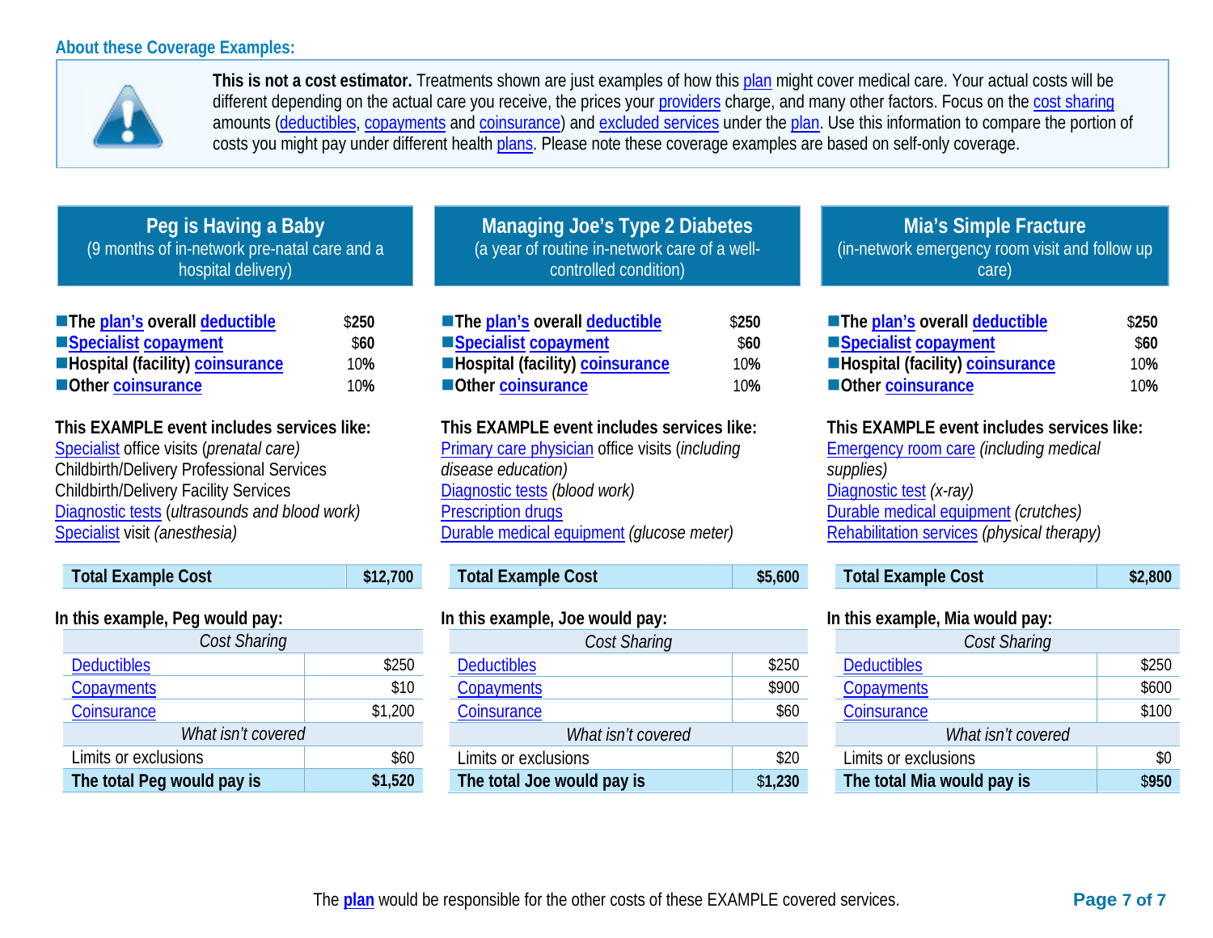## About these Coverage Examples:

**This is not a cost estimator.** Treatments shown are just examples of how this plan might cover medical care. Your actual costs will be different depending on the actual care you receive, the prices your providers charge, and many other factors. Focus on the cost sharing amounts (deductibles, copayments and coinsurance) and excluded services under the plan. Use this information to compare the portion of costs you might pay under different health plans. Please note these coverage examples are based on self-only coverage.

### Peg is Having a Baby
(9 months of in-network pre-natal care and a hospital delivery)

| | |
|---|---|
| **The plan's overall deductible** | **$250** |
| **Specialist copayment** | **$60** |
| **Hospital (facility) coinsurance** | 10% |
| **Other coinsurance** | 10% |

**This EXAMPLE event includes services like:**
Specialist office visits *(prenatal care)*
Childbirth/Delivery Professional Services
Childbirth/Delivery Facility Services
Diagnostic tests (*ultrasounds and blood work)*
Specialist visit *(anesthesia)*

| **Total Example Cost** | **$12,700** |
|---|---|

**In this example, Peg would pay:**

| *Cost Sharing* | |
|---|---|
| Deductibles | $250 |
| Copayments | $10 |
| Coinsurance | $1,200 |
| *What isn't covered* | |
| Limits or exclusions | $60 |
| **The total Peg would pay is** | **$1,520** |

### Managing Joe's Type 2 Diabetes
(a year of routine in-network care of a well-controlled condition)

| | |
|---|---|
| **The plan's overall deductible** | **$250** |
| **Specialist copayment** | **$60** |
| **Hospital (facility) coinsurance** | 10% |
| **Other coinsurance** | 10% |

**This EXAMPLE event includes services like:**
Primary care physician office visits (*including disease education)*
Diagnostic tests *(blood work)*
Prescription drugs
Durable medical equipment *(glucose meter)*

| **Total Example Cost** | **$5,600** |
|---|---|

**In this example, Joe would pay:**

| *Cost Sharing* | |
|---|---|
| Deductibles | $250 |
| Copayments | $900 |
| Coinsurance | $60 |
| *What isn't covered* | |
| Limits or exclusions | $20 |
| **The total Joe would pay is** | **$1,230** |

### Mia's Simple Fracture
(in-network emergency room visit and follow up care)

| | |
|---|---|
| **The plan's overall deductible** | **$250** |
| **Specialist copayment** | **$60** |
| **Hospital (facility) coinsurance** | 10% |
| **Other coinsurance** | 10% |

**This EXAMPLE event includes services like:**
Emergency room care *(including medical supplies)*
Diagnostic test *(x-ray)*
Durable medical equipment *(crutches)*
Rehabilitation services *(physical therapy)*

| **Total Example Cost** | **$2,800** |
|---|---|

**In this example, Mia would pay:**

| *Cost Sharing* | |
|---|---|
| Deductibles | $250 |
| Copayments | $600 |
| Coinsurance | $100 |
| *What isn't covered* | |
| Limits or exclusions | $0 |
| **The total Mia would pay is** | **$950** |

The **plan** would be responsible for the other costs of these EXAMPLE covered services.